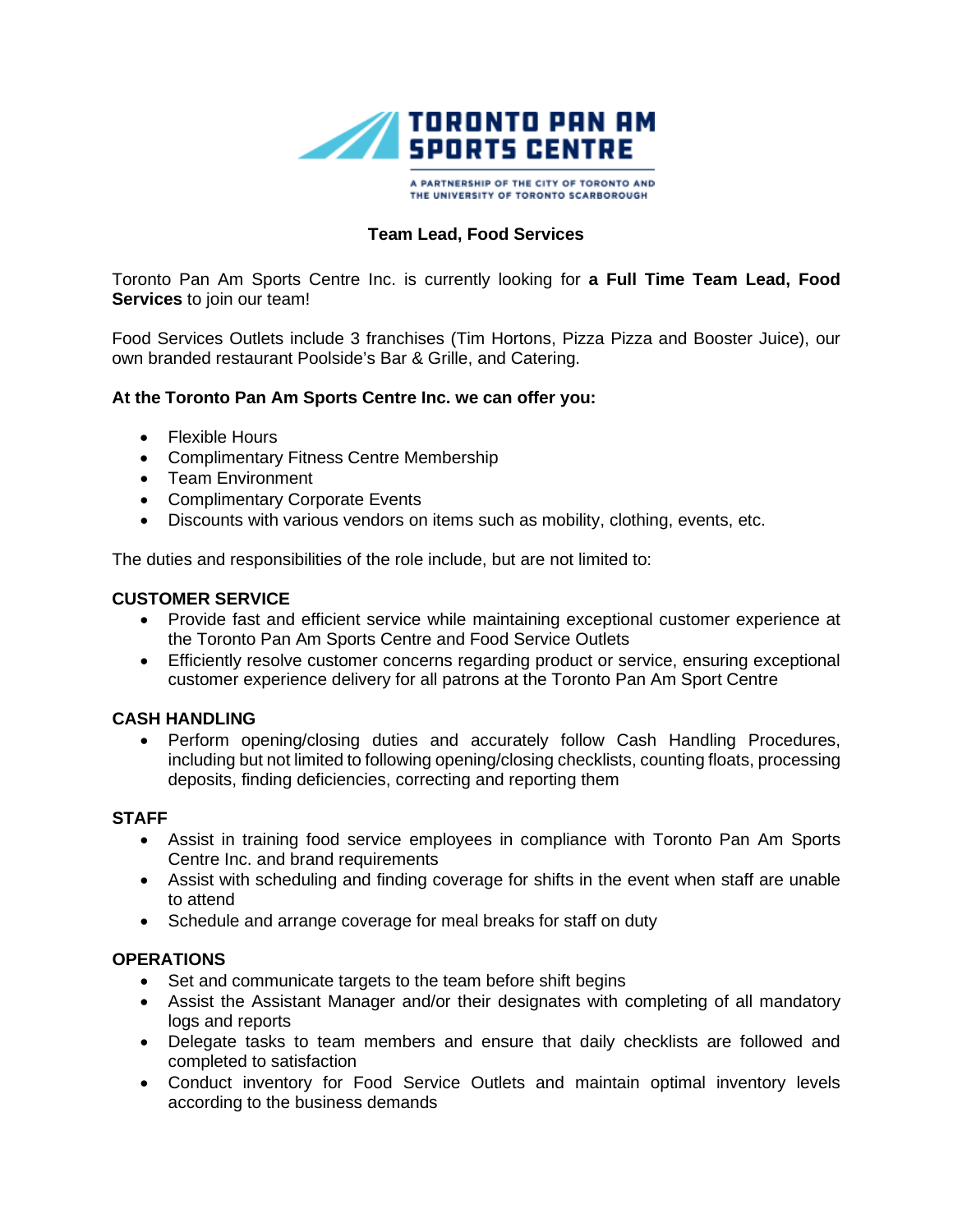TORONTO PAN AM SPORTS CENTRE

A PARTNERSHIP OF THE CITY OF TORONTO AND THE UNIVERSITY OF TORONTO SCARBOROUGH

# Team Lead, Food Services

Toronto Pan Am Sports Centre Inc. is currently looking for **a Full Time Team Lead, Food Services** to join our team!

Food Services Outlets include 3 franchises (Tim Hortons, Pizza Pizza and Booster Juice), our own branded restaurant Poolside's Bar & Grille, and Catering.

**At the Toronto Pan Am Sports Centre Inc. we can offer you:**

- Flexible Hours
- Complimentary Fitness Centre Membership
- Team Environment
- Complimentary Corporate Events
- Discounts with various vendors on items such as mobility, clothing, events, etc.

The duties and responsibilities of the role include, but are not limited to:

**CUSTOMER SERVICE**

- Provide fast and efficient service while maintaining exceptional customer experience at the Toronto Pan Am Sports Centre and Food Service Outlets
- Efficiently resolve customer concerns regarding product or service, ensuring exceptional customer experience delivery for all patrons at the Toronto Pan Am Sport Centre

**CASH HANDLING**

- Perform opening/closing duties and accurately follow Cash Handling Procedures, including but not limited to following opening/closing checklists, counting floats, processing deposits, finding deficiencies, correcting and reporting them

**STAFF**

- Assist in training food service employees in compliance with Toronto Pan Am Sports Centre Inc. and brand requirements
- Assist with scheduling and finding coverage for shifts in the event when staff are unable to attend
- Schedule and arrange coverage for meal breaks for staff on duty

**OPERATIONS**

- Set and communicate targets to the team before shift begins
- Assist the Assistant Manager and/or their designates with completing of all mandatory logs and reports
- Delegate tasks to team members and ensure that daily checklists are followed and completed to satisfaction
- Conduct inventory for Food Service Outlets and maintain optimal inventory levels according to the business demands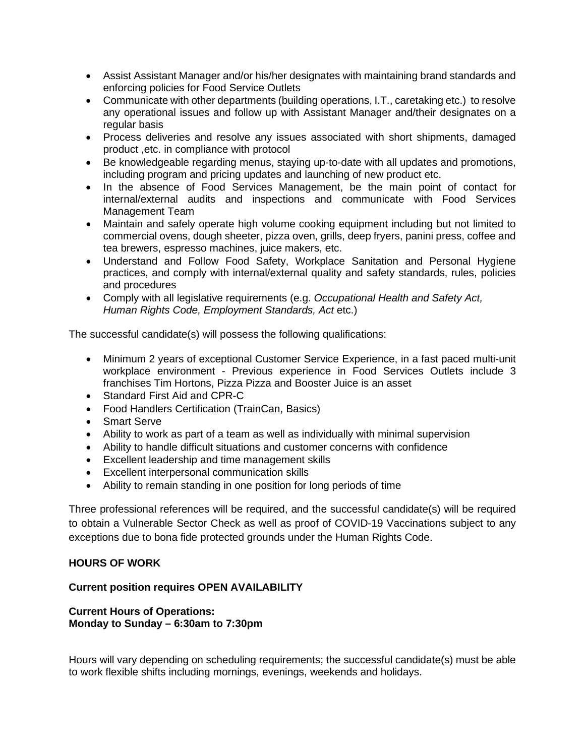- Assist Assistant Manager and/or his/her designates with maintaining brand standards and enforcing policies for Food Service Outlets
- Communicate with other departments (building operations, I.T., caretaking etc.) to resolve any operational issues and follow up with Assistant Manager and/their designates on a regular basis
- Process deliveries and resolve any issues associated with short shipments, damaged product ,etc. in compliance with protocol
- Be knowledgeable regarding menus, staying up-to-date with all updates and promotions, including program and pricing updates and launching of new product etc.
- In the absence of Food Services Management, be the main point of contact for internal/external audits and inspections and communicate with Food Services Management Team
- Maintain and safely operate high volume cooking equipment including but not limited to commercial ovens, dough sheeter, pizza oven, grills, deep fryers, panini press, coffee and tea brewers, espresso machines, juice makers, etc.
- Understand and Follow Food Safety, Workplace Sanitation and Personal Hygiene practices, and comply with internal/external quality and safety standards, rules, policies and procedures
- Comply with all legislative requirements (e.g. *Occupational Health and Safety Act, Human Rights Code, Employment Standards, Act* etc.)

The successful candidate(s) will possess the following qualifications:

- Minimum 2 years of exceptional Customer Service Experience, in a fast paced multi-unit workplace environment - Previous experience in Food Services Outlets include 3 franchises Tim Hortons, Pizza Pizza and Booster Juice is an asset
- Standard First Aid and CPR-C
- Food Handlers Certification (TrainCan, Basics)
- Smart Serve
- Ability to work as part of a team as well as individually with minimal supervision
- Ability to handle difficult situations and customer concerns with confidence
- Excellent leadership and time management skills
- Excellent interpersonal communication skills
- Ability to remain standing in one position for long periods of time

Three professional references will be required, and the successful candidate(s) will be required to obtain a Vulnerable Sector Check as well as proof of COVID-19 Vaccinations subject to any exceptions due to bona fide protected grounds under the Human Rights Code.

**HOURS OF WORK**

**Current position requires OPEN AVAILABILITY**

**Current Hours of Operations:**
**Monday to Sunday – 6:30am to 7:30pm**

Hours will vary depending on scheduling requirements; the successful candidate(s) must be able to work flexible shifts including mornings, evenings, weekends and holidays.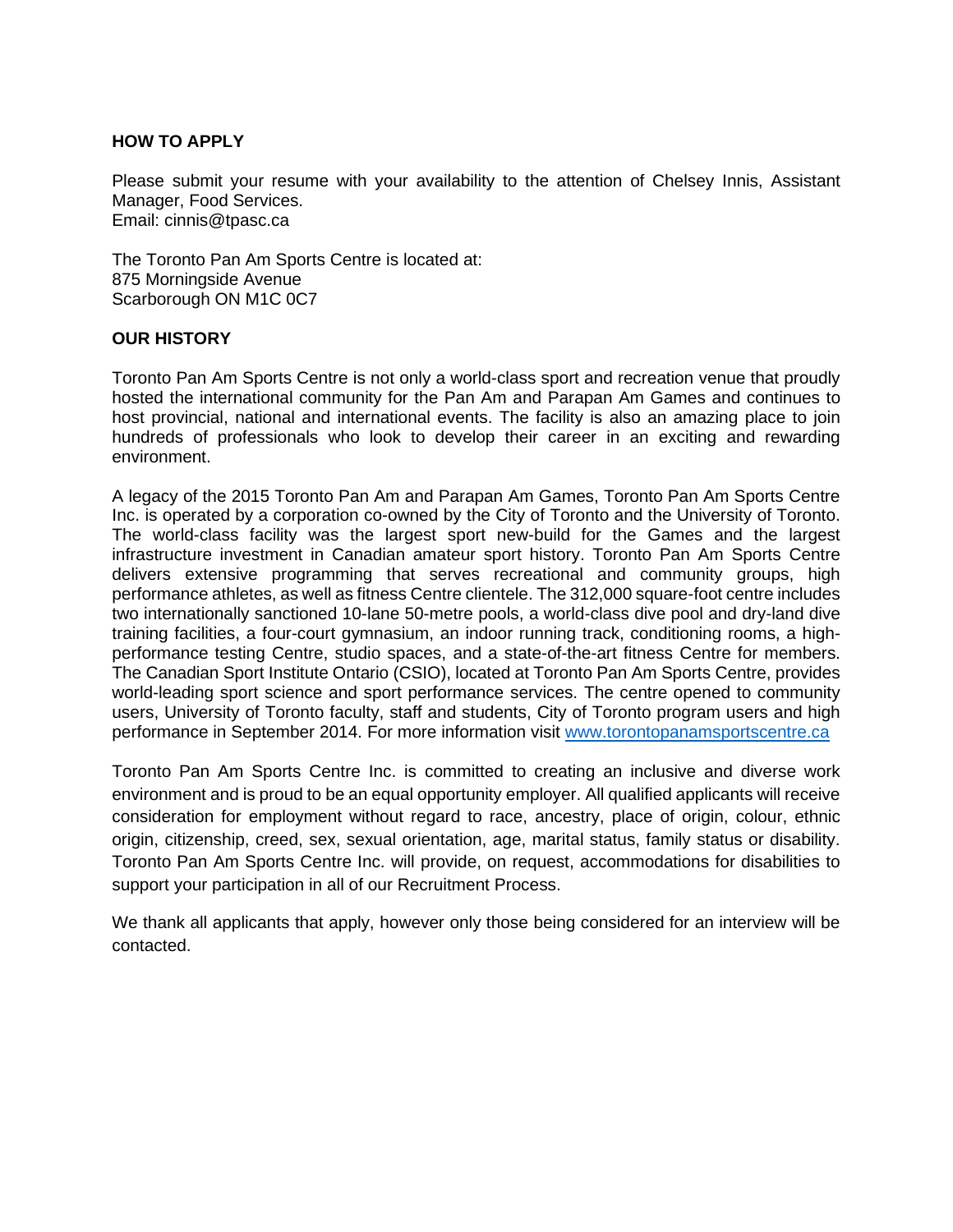**HOW TO APPLY**

Please submit your resume with your availability to the attention of Chelsey Innis, Assistant Manager, Food Services.
Email: cinnis@tpasc.ca

The Toronto Pan Am Sports Centre is located at:
875 Morningside Avenue
Scarborough ON M1C 0C7

**OUR HISTORY**

Toronto Pan Am Sports Centre is not only a world-class sport and recreation venue that proudly hosted the international community for the Pan Am and Parapan Am Games and continues to host provincial, national and international events. The facility is also an amazing place to join hundreds of professionals who look to develop their career in an exciting and rewarding environment.

A legacy of the 2015 Toronto Pan Am and Parapan Am Games, Toronto Pan Am Sports Centre Inc. is operated by a corporation co-owned by the City of Toronto and the University of Toronto. The world-class facility was the largest sport new-build for the Games and the largest infrastructure investment in Canadian amateur sport history. Toronto Pan Am Sports Centre delivers extensive programming that serves recreational and community groups, high performance athletes, as well as fitness Centre clientele. The 312,000 square-foot centre includes two internationally sanctioned 10-lane 50-metre pools, a world-class dive pool and dry-land dive training facilities, a four-court gymnasium, an indoor running track, conditioning rooms, a high-performance testing Centre, studio spaces, and a state-of-the-art fitness Centre for members. The Canadian Sport Institute Ontario (CSIO), located at Toronto Pan Am Sports Centre, provides world-leading sport science and sport performance services. The centre opened to community users, University of Toronto faculty, staff and students, City of Toronto program users and high performance in September 2014. For more information visit [www.torontopanamsportscentre.ca](http://www.torontopanamsportscentre.ca)

Toronto Pan Am Sports Centre Inc. is committed to creating an inclusive and diverse work environment and is proud to be an equal opportunity employer. All qualified applicants will receive consideration for employment without regard to race, ancestry, place of origin, colour, ethnic origin, citizenship, creed, sex, sexual orientation, age, marital status, family status or disability. Toronto Pan Am Sports Centre Inc. will provide, on request, accommodations for disabilities to support your participation in all of our Recruitment Process.

We thank all applicants that apply, however only those being considered for an interview will be contacted.